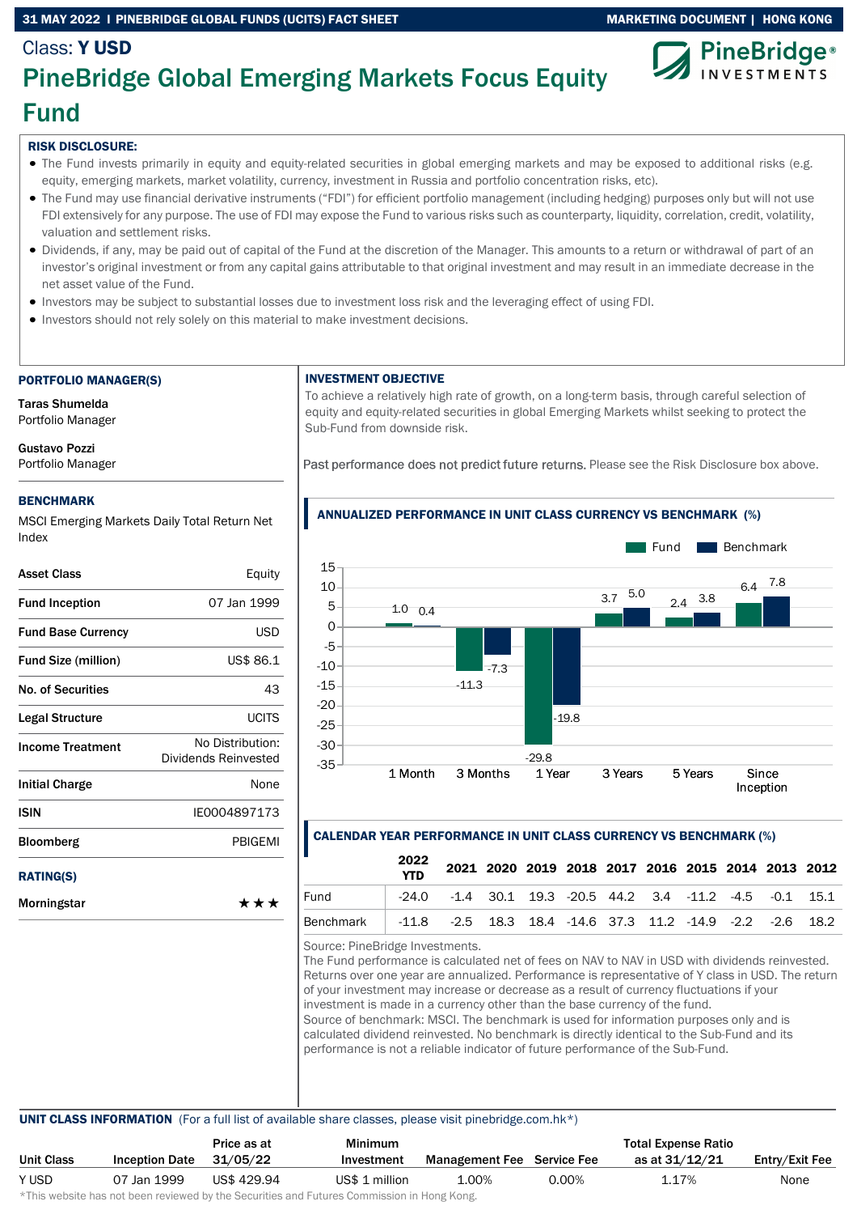31 MAY 2022 | PINEBRIDGE GLOBAL FUNDS (UCITS) FACT SHEET

MARKETING DOCUMENT | HONG KONG

Class: **Y USD**

# PineBridge Global Emerging Markets Focus Equity Fund

PineBridge® INVESTMENTS

**RISK DISCLOSURE:**

- The Fund invests primarily in equity and equity-related securities in global emerging markets and may be exposed to additional risks (e.g. equity, emerging markets, market volatility, currency, investment in Russia and portfolio concentration risks, etc).
- The Fund may use financial derivative instruments ("FDI") for efficient portfolio management (including hedging) purposes only but will not use FDI extensively for any purpose. The use of FDI may expose the Fund to various risks such as counterparty, liquidity, correlation, credit, volatility, valuation and settlement risks.
- Dividends, if any, may be paid out of capital of the Fund at the discretion of the Manager. This amounts to a return or withdrawal of part of an investor's original investment or from any capital gains attributable to that original investment and may result in an immediate decrease in the net asset value of the Fund.
- Investors may be subject to substantial losses due to investment loss risk and the leveraging effect of using FDI.
- Investors should not rely solely on this material to make investment decisions.

## PORTFOLIO MANAGER(S)

**Taras Shumelda**
Portfolio Manager

**Gustavo Pozzi**
Portfolio Manager

## BENCHMARK

MSCI Emerging Markets Daily Total Return Net Index

| | |
|---|---|
| **Asset Class** | Equity |
| **Fund Inception** | 07 Jan 1999 |
| **Fund Base Currency** | USD |
| **Fund Size (million)** | US$ 86.1 |
| **No. of Securities** | 43 |
| **Legal Structure** | UCITS |
| **Income Treatment** | No Distribution: Dividends Reinvested |
| **Initial Charge** | None |
| **ISIN** | IE0004897173 |
| **Bloomberg** | PBIGEMI |

## RATING(S)

| | |
|---|---|
| **Morningstar** | ★★★ |

## INVESTMENT OBJECTIVE

To achieve a relatively high rate of growth, on a long-term basis, through careful selection of equity and equity-related securities in global Emerging Markets whilst seeking to protect the Sub-Fund from downside risk.

Past performance does not predict future returns. Please see the Risk Disclosure box above.

## ANNUALIZED PERFORMANCE IN UNIT CLASS CURRENCY VS BENCHMARK (%)

| | 1 Month | 3 Months | 1 Year | 3 Years | 5 Years | Since Inception |
|---|---|---|---|---|---|---|
| Fund | 1.0 | -11.3 | -29.8 | 3.7 | 2.4 | 6.4 |
| Benchmark | 0.4 | -7.3 | -19.8 | 5.0 | 3.8 | 7.8 |

## CALENDAR YEAR PERFORMANCE IN UNIT CLASS CURRENCY VS BENCHMARK (%)

| | 2022 YTD | 2021 | 2020 | 2019 | 2018 | 2017 | 2016 | 2015 | 2014 | 2013 | 2012 |
|---|---|---|---|---|---|---|---|---|---|---|---|
| Fund | -24.0 | -1.4 | 30.1 | 19.3 | -20.5 | 44.2 | 3.4 | -11.2 | -4.5 | -0.1 | 15.1 |
| Benchmark | -11.8 | -2.5 | 18.3 | 18.4 | -14.6 | 37.3 | 11.2 | -14.9 | -2.2 | -2.6 | 18.2 |

Source: PineBridge Investments.
The Fund performance is calculated net of fees on NAV to NAV in USD with dividends reinvested. Returns over one year are annualized. Performance is representative of Y class in USD. The return of your investment may increase or decrease as a result of currency fluctuations if your investment is made in a currency other than the base currency of the fund.
Source of benchmark: MSCI. The benchmark is used for information purposes only and is calculated dividend reinvested. No benchmark is directly identical to the Sub-Fund and its performance is not a reliable indicator of future performance of the Sub-Fund.

## UNIT CLASS INFORMATION

(For a full list of available share classes, please visit pinebridge.com.hk*)

| Unit Class | Inception Date | Price as at 31/05/22 | Minimum Investment | Management Fee | Service Fee | Total Expense Ratio as at 31/12/21 | Entry/Exit Fee |
|---|---|---|---|---|---|---|---|
| Y USD | 07 Jan 1999 | US$ 429.94 | US$ 1 million | 1.00% | 0.00% | 1.17% | None |

*This website has not been reviewed by the Securities and Futures Commission in Hong Kong.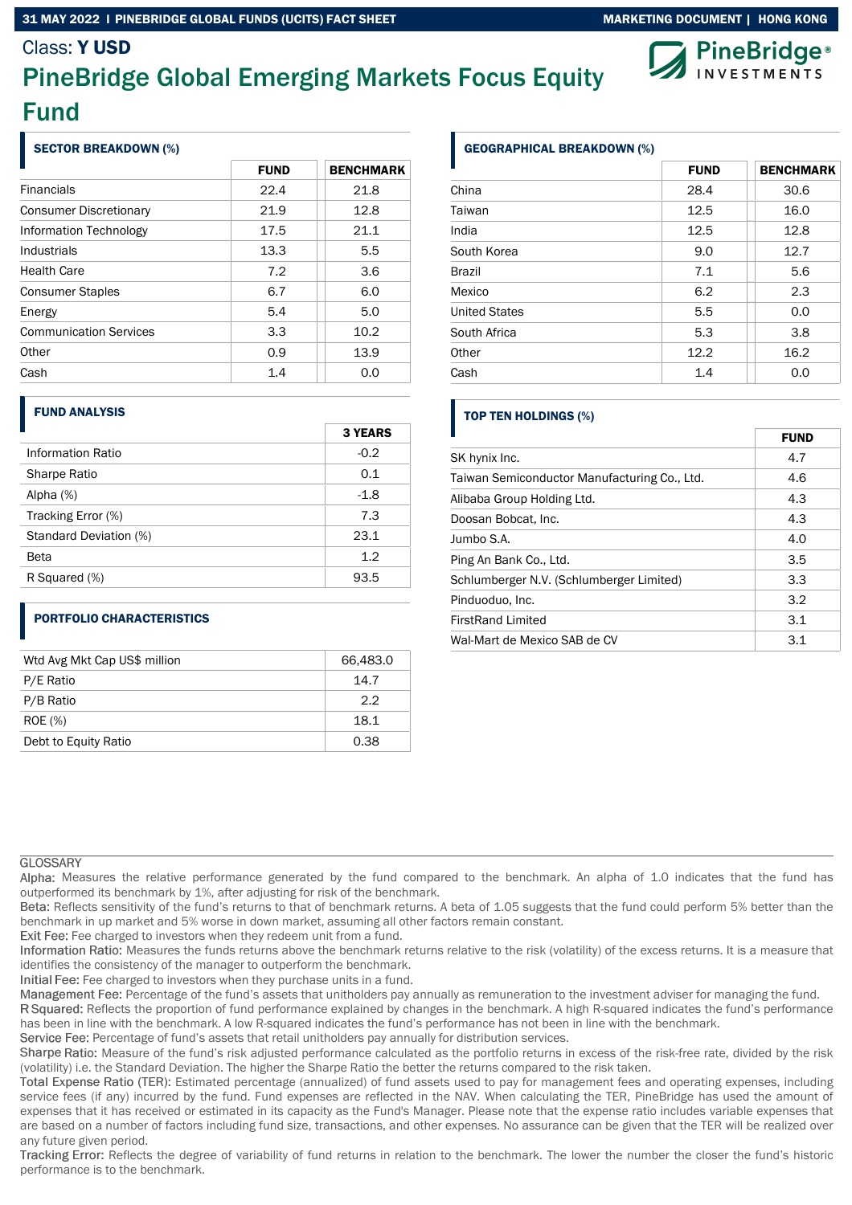Class: **Y USD**

# PineBridge Global Emerging Markets Focus Equity Fund

### SECTOR BREAKDOWN (%)

| | FUND | BENCHMARK |
|---|---|---|
| Financials | 22.4 | 21.8 |
| Consumer Discretionary | 21.9 | 12.8 |
| Information Technology | 17.5 | 21.1 |
| Industrials | 13.3 | 5.5 |
| Health Care | 7.2 | 3.6 |
| Consumer Staples | 6.7 | 6.0 |
| Energy | 5.4 | 5.0 |
| Communication Services | 3.3 | 10.2 |
| Other | 0.9 | 13.9 |
| Cash | 1.4 | 0.0 |

### FUND ANALYSIS

| | 3 YEARS |
|---|---|
| Information Ratio | -0.2 |
| Sharpe Ratio | 0.1 |
| Alpha (%) | -1.8 |
| Tracking Error (%) | 7.3 |
| Standard Deviation (%) | 23.1 |
| Beta | 1.2 |
| R Squared (%) | 93.5 |

### PORTFOLIO CHARACTERISTICS

| | |
|---|---|
| Wtd Avg Mkt Cap US$ million | 66,483.0 |
| P/E Ratio | 14.7 |
| P/B Ratio | 2.2 |
| ROE (%) | 18.1 |
| Debt to Equity Ratio | 0.38 |

### GEOGRAPHICAL BREAKDOWN (%)

| | FUND | BENCHMARK |
|---|---|---|
| China | 28.4 | 30.6 |
| Taiwan | 12.5 | 16.0 |
| India | 12.5 | 12.8 |
| South Korea | 9.0 | 12.7 |
| Brazil | 7.1 | 5.6 |
| Mexico | 6.2 | 2.3 |
| United States | 5.5 | 0.0 |
| South Africa | 5.3 | 3.8 |
| Other | 12.2 | 16.2 |
| Cash | 1.4 | 0.0 |

### TOP TEN HOLDINGS (%)

| | FUND |
|---|---|
| SK hynix Inc. | 4.7 |
| Taiwan Semiconductor Manufacturing Co., Ltd. | 4.6 |
| Alibaba Group Holding Ltd. | 4.3 |
| Doosan Bobcat, Inc. | 4.3 |
| Jumbo S.A. | 4.0 |
| Ping An Bank Co., Ltd. | 3.5 |
| Schlumberger N.V. (Schlumberger Limited) | 3.3 |
| Pinduoduo, Inc. | 3.2 |
| FirstRand Limited | 3.1 |
| Wal-Mart de Mexico SAB de CV | 3.1 |

GLOSSARY

Alpha: Measures the relative performance generated by the fund compared to the benchmark. An alpha of 1.0 indicates that the fund has outperformed its benchmark by 1%, after adjusting for risk of the benchmark.

Beta: Reflects sensitivity of the fund's returns to that of benchmark returns. A beta of 1.05 suggests that the fund could perform 5% better than the benchmark in up market and 5% worse in down market, assuming all other factors remain constant.

Exit Fee: Fee charged to investors when they redeem unit from a fund.

Information Ratio: Measures the funds returns above the benchmark returns relative to the risk (volatility) of the excess returns. It is a measure that identifies the consistency of the manager to outperform the benchmark.

Initial Fee: Fee charged to investors when they purchase units in a fund.

Management Fee: Percentage of the fund's assets that unitholders pay annually as remuneration to the investment adviser for managing the fund.

R Squared: Reflects the proportion of fund performance explained by changes in the benchmark. A high R-squared indicates the fund's performance has been in line with the benchmark. A low R-squared indicates the fund's performance has not been in line with the benchmark.

Service Fee: Percentage of fund's assets that retail unitholders pay annually for distribution services.

Sharpe Ratio: Measure of the fund's risk adjusted performance calculated as the portfolio returns in excess of the risk-free rate, divided by the risk (volatility) i.e. the Standard Deviation. The higher the Sharpe Ratio the better the returns compared to the risk taken.

Total Expense Ratio (TER): Estimated percentage (annualized) of fund assets used to pay for management fees and operating expenses, including service fees (if any) incurred by the fund. Fund expenses are reflected in the NAV. When calculating the TER, PineBridge has used the amount of expenses that it has received or estimated in its capacity as the Fund's Manager. Please note that the expense ratio includes variable expenses that are based on a number of factors including fund size, transactions, and other expenses. No assurance can be given that the TER will be realized over any future given period.

Tracking Error: Reflects the degree of variability of fund returns in relation to the benchmark. The lower the number the closer the fund's historic performance is to the benchmark.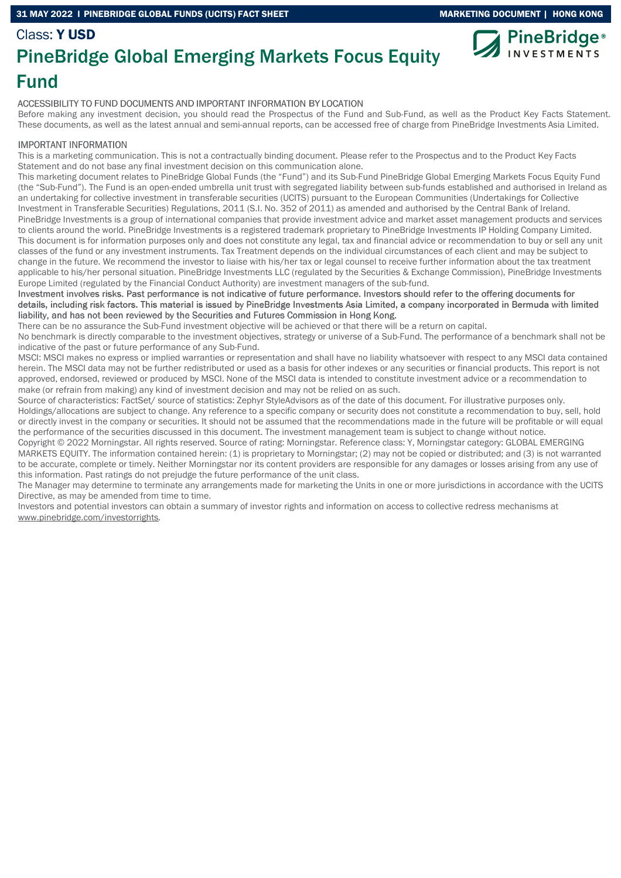Class: **Y USD**

# PineBridge Global Emerging Markets Focus Equity Fund

ACCESSIBILITY TO FUND DOCUMENTS AND IMPORTANT INFORMATION BY LOCATION

Before making any investment decision, you should read the Prospectus of the Fund and Sub-Fund, as well as the Product Key Facts Statement. These documents, as well as the latest annual and semi-annual reports, can be accessed free of charge from PineBridge Investments Asia Limited.

IMPORTANT INFORMATION

This is a marketing communication. This is not a contractually binding document. Please refer to the Prospectus and to the Product Key Facts Statement and do not base any final investment decision on this communication alone.

This marketing document relates to PineBridge Global Funds (the "Fund") and its Sub-Fund PineBridge Global Emerging Markets Focus Equity Fund (the "Sub-Fund"). The Fund is an open-ended umbrella unit trust with segregated liability between sub-funds established and authorised in Ireland as an undertaking for collective investment in transferable securities (UCITS) pursuant to the European Communities (Undertakings for Collective Investment in Transferable Securities) Regulations, 2011 (S.I. No. 352 of 2011) as amended and authorised by the Central Bank of Ireland.

PineBridge Investments is a group of international companies that provide investment advice and market asset management products and services to clients around the world. PineBridge Investments is a registered trademark proprietary to PineBridge Investments IP Holding Company Limited.

This document is for information purposes only and does not constitute any legal, tax and financial advice or recommendation to buy or sell any unit classes of the fund or any investment instruments. Tax Treatment depends on the individual circumstances of each client and may be subject to change in the future. We recommend the investor to liaise with his/her tax or legal counsel to receive further information about the tax treatment applicable to his/her personal situation. PineBridge Investments LLC (regulated by the Securities & Exchange Commission), PineBridge Investments Europe Limited (regulated by the Financial Conduct Authority) are investment managers of the sub-fund.

**Investment involves risks. Past performance is not indicative of future performance. Investors should refer to the offering documents for details, including risk factors. This material is issued by PineBridge Investments Asia Limited, a company incorporated in Bermuda with limited liability, and has not been reviewed by the Securities and Futures Commission in Hong Kong.**

There can be no assurance the Sub-Fund investment objective will be achieved or that there will be a return on capital.

No benchmark is directly comparable to the investment objectives, strategy or universe of a Sub-Fund. The performance of a benchmark shall not be indicative of the past or future performance of any Sub-Fund.

MSCI: MSCI makes no express or implied warranties or representation and shall have no liability whatsoever with respect to any MSCI data contained herein. The MSCI data may not be further redistributed or used as a basis for other indexes or any securities or financial products. This report is not approved, endorsed, reviewed or produced by MSCI. None of the MSCI data is intended to constitute investment advice or a recommendation to make (or refrain from making) any kind of investment decision and may not be relied on as such.

Source of characteristics: FactSet/ source of statistics: Zephyr StyleAdvisors as of the date of this document. For illustrative purposes only.

Holdings/allocations are subject to change. Any reference to a specific company or security does not constitute a recommendation to buy, sell, hold or directly invest in the company or securities. It should not be assumed that the recommendations made in the future will be profitable or will equal the performance of the securities discussed in this document. The investment management team is subject to change without notice.

Copyright © 2022 Morningstar. All rights reserved. Source of rating: Morningstar. Reference class: Y, Morningstar category: GLOBAL EMERGING MARKETS EQUITY. The information contained herein: (1) is proprietary to Morningstar; (2) may not be copied or distributed; and (3) is not warranted to be accurate, complete or timely. Neither Morningstar nor its content providers are responsible for any damages or losses arising from any use of this information. Past ratings do not prejudge the future performance of the unit class.

The Manager may determine to terminate any arrangements made for marketing the Units in one or more jurisdictions in accordance with the UCITS Directive, as may be amended from time to time.

Investors and potential investors can obtain a summary of investor rights and information on access to collective redress mechanisms at www.pinebridge.com/investorrights.